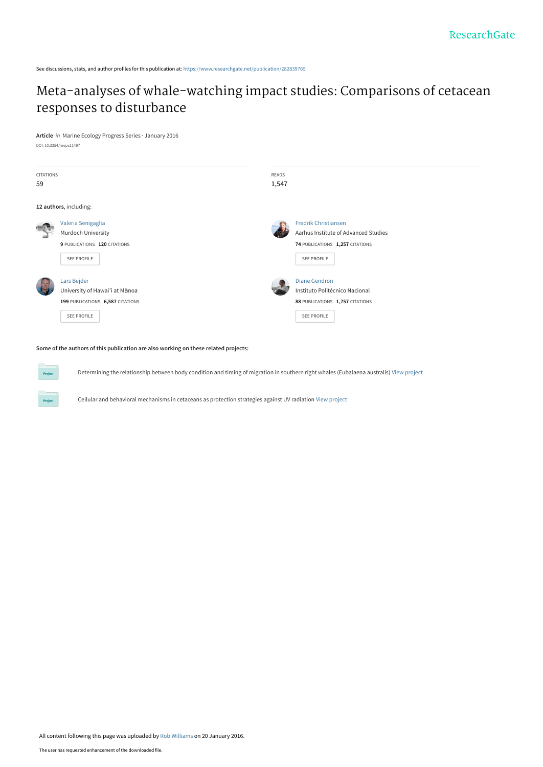See discussions, stats, and author profiles for this publication at: https://www.researchgate.net/publication/282839765

# Meta-analyses of whale-watching impact studies: Comparisons of cetacean responses to disturbance

**Article** *in* Marine Ecology Progress Series · January 2016

DOI: 10.3354/meps11497

CITATIONS
59

READS
1,547

**12 authors**, including:

Valeria Senigaglia
Murdoch University
**9** PUBLICATIONS **120** CITATIONS

SEE PROFILE

Fredrik Christiansen
Aarhus Institute of Advanced Studies
**74** PUBLICATIONS **1,257** CITATIONS

SEE PROFILE

Lars Bejder
University of Hawai'i at Mānoa
**199** PUBLICATIONS **6,587** CITATIONS

SEE PROFILE

Diane Gendron
Instituto Politécnico Nacional
**88** PUBLICATIONS **1,757** CITATIONS

SEE PROFILE

**Some of the authors of this publication are also working on these related projects:**

Project: Determining the relationship between body condition and timing of migration in southern right whales (Eubalaena australis) View project

Project: Cellular and behavioral mechanisms in cetaceans as protection strategies against UV radiation View project

All content following this page was uploaded by Rob Williams on 20 January 2016.

The user has requested enhancement of the downloaded file.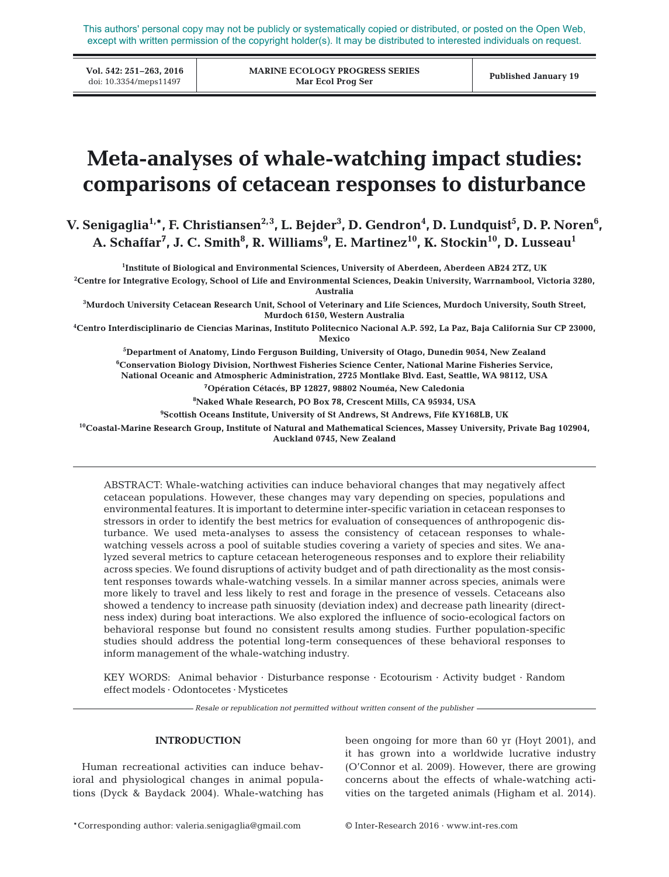This authors' personal copy may not be publicly or systematically copied or distributed, or posted on the Open Web, except with written permission of the copyright holder(s). It may be distributed to interested individuals on request.

# Meta-analyses of whale-watching impact studies: comparisons of cetacean responses to disturbance

**V. Senigaglia[1,*], F. Christiansen[2,3], L. Bejder[3], D. Gendron[4], D. Lundquist[5], D. P. Noren[6], A. Schaffar[7], J. C. Smith[8], R. Williams[9], E. Martinez[10], K. Stockin[10], D. Lusseau[1]**

[1]Institute of Biological and Environmental Sciences, University of Aberdeen, Aberdeen AB24 2TZ, UK

[2]Centre for Integrative Ecology, School of Life and Environmental Sciences, Deakin University, Warrnambool, Victoria 3280, Australia

[3]Murdoch University Cetacean Research Unit, School of Veterinary and Life Sciences, Murdoch University, South Street, Murdoch 6150, Western Australia

[4]Centro Interdisciplinario de Ciencias Marinas, Instituto Politecnico Nacional A.P. 592, La Paz, Baja California Sur CP 23000, Mexico

[5]Department of Anatomy, Lindo Ferguson Building, University of Otago, Dunedin 9054, New Zealand

[6]Conservation Biology Division, Northwest Fisheries Science Center, National Marine Fisheries Service, National Oceanic and Atmospheric Administration, 2725 Montlake Blvd. East, Seattle, WA 98112, USA

[7]Opération Cétacés, BP 12827, 98802 Nouméa, New Caledonia

[8]Naked Whale Research, PO Box 78, Crescent Mills, CA 95934, USA

[9]Scottish Oceans Institute, University of St Andrews, St Andrews, Fife KY168LB, UK

[10]Coastal-Marine Research Group, Institute of Natural and Mathematical Sciences, Massey University, Private Bag 102904, Auckland 0745, New Zealand

ABSTRACT: Whale-watching activities can induce behavioral changes that may negatively affect cetacean populations. However, these changes may vary depending on species, populations and environmental features. It is important to determine inter-specific variation in cetacean responses to stressors in order to identify the best metrics for evaluation of consequences of anthropogenic disturbance. We used meta-analyses to assess the consistency of cetacean responses to whale-watching vessels across a pool of suitable studies covering a variety of species and sites. We analyzed several metrics to capture cetacean heterogeneous responses and to explore their reliability across species. We found disruptions of activity budget and of path directionality as the most consistent responses towards whale-watching vessels. In a similar manner across species, animals were more likely to travel and less likely to rest and forage in the presence of vessels. Cetaceans also showed a tendency to increase path sinuosity (deviation index) and decrease path linearity (directness index) during boat interactions. We also explored the influence of socio-ecological factors on behavioral response but found no consistent results among studies. Further population-specific studies should address the potential long-term consequences of these behavioral responses to inform management of the whale-watching industry.

KEY WORDS: Animal behavior · Disturbance response · Ecotourism · Activity budget · Random effect models · Odontocetes · Mysticetes

*Resale or republication not permitted without written consent of the publisher*

## INTRODUCTION

Human recreational activities can induce behavioral and physiological changes in animal populations (Dyck & Baydack 2004). Whale-watching has been ongoing for more than 60 yr (Hoyt 2001), and it has grown into a worldwide lucrative industry (O'Connor et al. 2009). However, there are growing concerns about the effects of whale-watching activities on the targeted animals (Higham et al. 2014).

*Corresponding author: valeria.senigaglia@gmail.com

© Inter-Research 2016 · www.int-res.com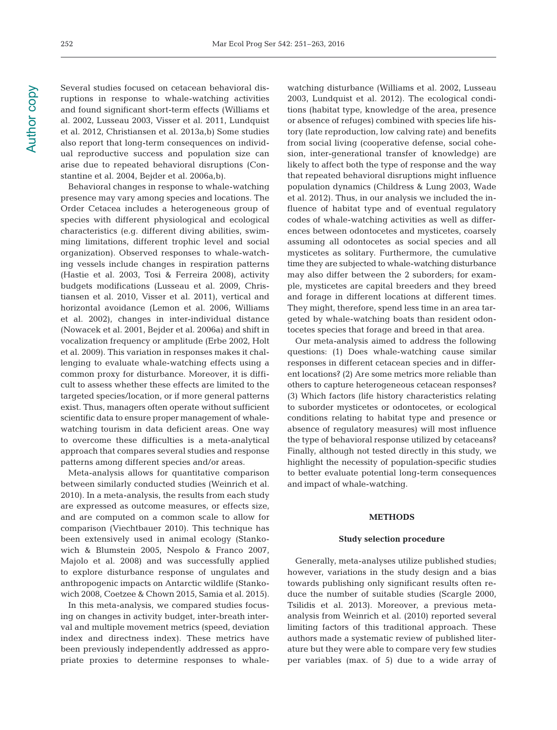Several studies focused on cetacean behavioral disruptions in response to whale-watching activities and found significant short-term effects (Williams et al. 2002, Lusseau 2003, Visser et al. 2011, Lundquist et al. 2012, Christiansen et al. 2013a,b) Some studies also report that long-term consequences on individual reproductive success and population size can arise due to repeated behavioral disruptions (Constantine et al. 2004, Bejder et al. 2006a,b).

Behavioral changes in response to whale-watching presence may vary among species and locations. The Order Cetacea includes a heterogeneous group of species with different physiological and ecological characteristics (e.g. different diving abilities, swimming limitations, different trophic level and social organization). Observed responses to whale-watching vessels include changes in respiration patterns (Hastie et al. 2003, Tosi & Ferreira 2008), activity budgets modifications (Lusseau et al. 2009, Christiansen et al. 2010, Visser et al. 2011), vertical and horizontal avoidance (Lemon et al. 2006, Williams et al. 2002), changes in inter-individual distance (Nowacek et al. 2001, Bejder et al. 2006a) and shift in vocalization frequency or amplitude (Erbe 2002, Holt et al. 2009). This variation in responses makes it challenging to evaluate whale-watching effects using a common proxy for disturbance. Moreover, it is difficult to assess whether these effects are limited to the targeted species/location, or if more general patterns exist. Thus, managers often operate without sufficient scientific data to ensure proper management of whale-watching tourism in data deficient areas. One way to overcome these difficulties is a meta-analytical approach that compares several studies and response patterns among different species and/or areas.

Meta-analysis allows for quantitative comparison between similarly conducted studies (Weinrich et al. 2010). In a meta-analysis, the results from each study are expressed as outcome measures, or effects size, and are computed on a common scale to allow for comparison (Viechtbauer 2010). This technique has been extensively used in animal ecology (Stankowich & Blumstein 2005, Nespolo & Franco 2007, Majolo et al. 2008) and was successfully applied to explore disturbance response of ungulates and anthropogenic impacts on Antarctic wildlife (Stankowich 2008, Coetzee & Chown 2015, Samia et al. 2015).

In this meta-analysis, we compared studies focusing on changes in activity budget, inter-breath interval and multiple movement metrics (speed, deviation index and directness index). These metrics have been previously independently addressed as appropriate proxies to determine responses to whale-watching disturbance (Williams et al. 2002, Lusseau 2003, Lundquist et al. 2012). The ecological conditions (habitat type, knowledge of the area, presence or absence of refuges) combined with species life history (late reproduction, low calving rate) and benefits from social living (cooperative defense, social cohesion, inter-generational transfer of knowledge) are likely to affect both the type of response and the way that repeated behavioral disruptions might influence population dynamics (Childress & Lung 2003, Wade et al. 2012). Thus, in our analysis we included the influence of habitat type and of eventual regulatory codes of whale-watching activities as well as differences between odontocetes and mysticetes, coarsely assuming all odontocetes as social species and all mysticetes as solitary. Furthermore, the cumulative time they are subjected to whale-watching disturbance may also differ between the 2 suborders; for example, mysticetes are capital breeders and they breed and forage in different locations at different times. They might, therefore, spend less time in an area targeted by whale-watching boats than resident odontocetes species that forage and breed in that area.

Our meta-analysis aimed to address the following questions: (1) Does whale-watching cause similar responses in different cetacean species and in different locations? (2) Are some metrics more reliable than others to capture heterogeneous cetacean responses? (3) Which factors (life history characteristics relating to suborder mysticetes or odontocetes, or ecological conditions relating to habitat type and presence or absence of regulatory measures) will most influence the type of behavioral response utilized by cetaceans? Finally, although not tested directly in this study, we highlight the necessity of population-specific studies to better evaluate potential long-term consequences and impact of whale-watching.

## METHODS

### Study selection procedure

Generally, meta-analyses utilize published studies; however, variations in the study design and a bias towards publishing only significant results often reduce the number of suitable studies (Scargle 2000, Tsilidis et al. 2013). Moreover, a previous meta-analysis from Weinrich et al. (2010) reported several limiting factors of this traditional approach. These authors made a systematic review of published literature but they were able to compare very few studies per variables (max. of 5) due to a wide array of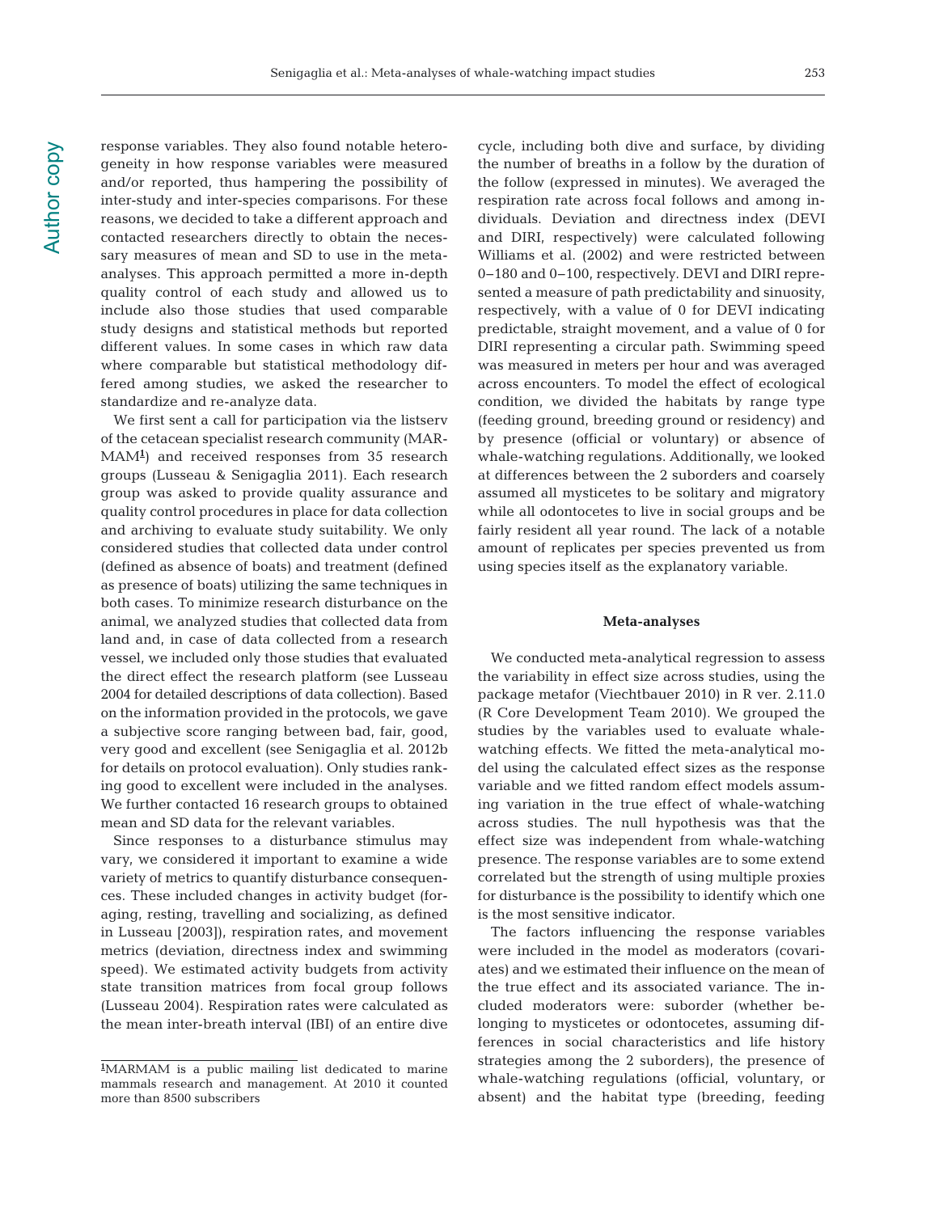response variables. They also found notable heterogeneity in how response variables were measured and/or reported, thus hampering the possibility of inter-study and inter-species comparisons. For these reasons, we decided to take a different approach and contacted researchers directly to obtain the necessary measures of mean and SD to use in the meta-analyses. This approach permitted a more in-depth quality control of each study and allowed us to include also those studies that used comparable study designs and statistical methods but reported different values. In some cases in which raw data where comparable but statistical methodology differed among studies, we asked the researcher to standardize and re-analyze data.

We first sent a call for participation via the listserv of the cetacean specialist research community (MARMAM[1]) and received responses from 35 research groups (Lusseau & Senigaglia 2011). Each research group was asked to provide quality assurance and quality control procedures in place for data collection and archiving to evaluate study suitability. We only considered studies that collected data under control (defined as absence of boats) and treatment (defined as presence of boats) utilizing the same techniques in both cases. To minimize research disturbance on the animal, we analyzed studies that collected data from land and, in case of data collected from a research vessel, we included only those studies that evaluated the direct effect the research platform (see Lusseau 2004 for detailed descriptions of data collection). Based on the information provided in the protocols, we gave a subjective score ranging between bad, fair, good, very good and excellent (see Senigaglia et al. 2012b for details on protocol evaluation). Only studies ranking good to excellent were included in the analyses. We further contacted 16 research groups to obtained mean and SD data for the relevant variables.

Since responses to a disturbance stimulus may vary, we considered it important to examine a wide variety of metrics to quantify disturbance consequences. These included changes in activity budget (foraging, resting, travelling and socializing, as defined in Lusseau [2003]), respiration rates, and movement metrics (deviation, directness index and swimming speed). We estimated activity budgets from activity state transition matrices from focal group follows (Lusseau 2004). Respiration rates were calculated as the mean inter-breath interval (IBI) of an entire dive cycle, including both dive and surface, by dividing the number of breaths in a follow by the duration of the follow (expressed in minutes). We averaged the respiration rate across focal follows and among individuals. Deviation and directness index (DEVI and DIRI, respectively) were calculated following Williams et al. (2002) and were restricted between 0–180 and 0–100, respectively. DEVI and DIRI represented a measure of path predictability and sinuosity, respectively, with a value of 0 for DEVI indicating predictable, straight movement, and a value of 0 for DIRI representing a circular path. Swimming speed was measured in meters per hour and was averaged across encounters. To model the effect of ecological condition, we divided the habitats by range type (feeding ground, breeding ground or residency) and by presence (official or voluntary) or absence of whale-watching regulations. Additionally, we looked at differences between the 2 suborders and coarsely assumed all mysticetes to be solitary and migratory while all odontocetes to live in social groups and be fairly resident all year round. The lack of a notable amount of replicates per species prevented us from using species itself as the explanatory variable.

[1]MARMAM is a public mailing list dedicated to marine mammals research and management. At 2010 it counted more than 8500 subscribers

### Meta-analyses

We conducted meta-analytical regression to assess the variability in effect size across studies, using the package metafor (Viechtbauer 2010) in R ver. 2.11.0 (R Core Development Team 2010). We grouped the studies by the variables used to evaluate whale-watching effects. We fitted the meta-analytical model using the calculated effect sizes as the response variable and we fitted random effect models assuming variation in the true effect of whale-watching across studies. The null hypothesis was that the effect size was independent from whale-watching presence. The response variables are to some extend correlated but the strength of using multiple proxies for disturbance is the possibility to identify which one is the most sensitive indicator.

The factors influencing the response variables were included in the model as moderators (covariates) and we estimated their influence on the mean of the true effect and its associated variance. The included moderators were: suborder (whether belonging to mysticetes or odontocetes, assuming differences in social characteristics and life history strategies among the 2 suborders), the presence of whale-watching regulations (official, voluntary, or absent) and the habitat type (breeding, feeding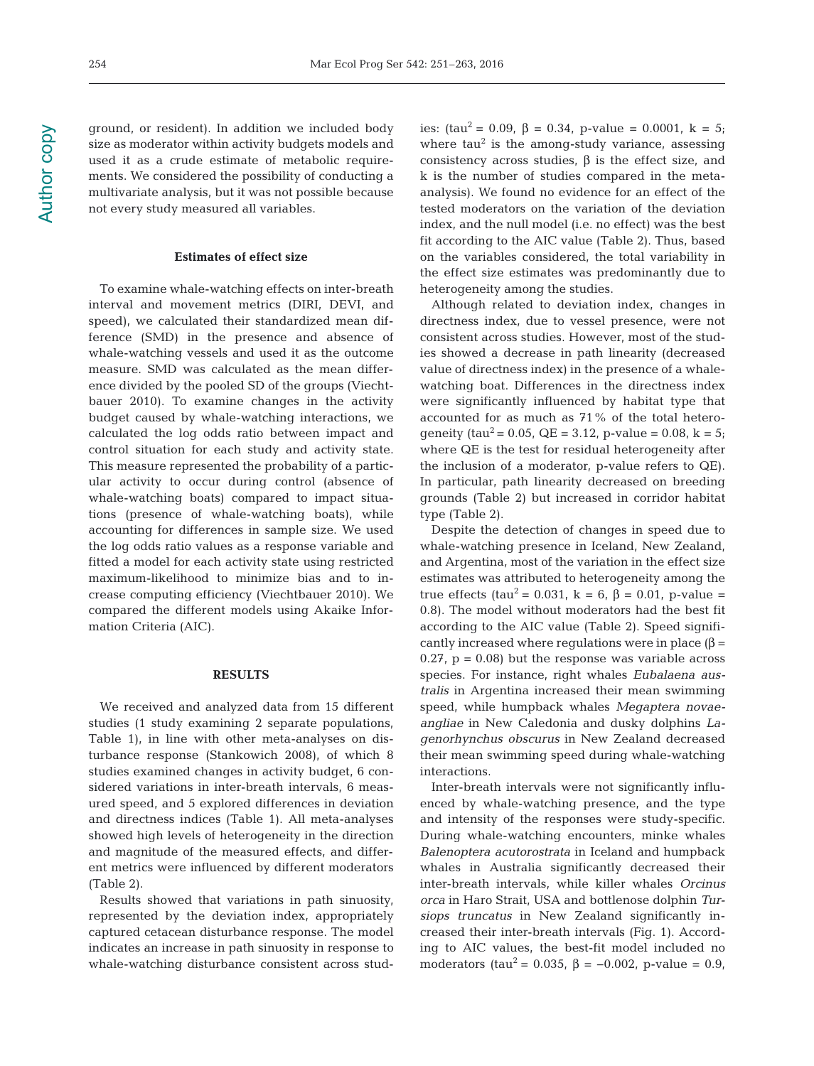ground, or resident). In addition we included body size as moderator within activity budgets models and used it as a crude estimate of metabolic requirements. We considered the possibility of conducting a multivariate analysis, but it was not possible because not every study measured all variables.

### Estimates of effect size

To examine whale-watching effects on inter-breath interval and movement metrics (DIRI, DEVI, and speed), we calculated their standardized mean difference (SMD) in the presence and absence of whale-watching vessels and used it as the outcome measure. SMD was calculated as the mean difference divided by the pooled SD of the groups (Viechtbauer 2010). To examine changes in the activity budget caused by whale-watching interactions, we calculated the log odds ratio between impact and control situation for each study and activity state. This measure represented the probability of a particular activity to occur during control (absence of whale-watching boats) compared to impact situations (presence of whale-watching boats), while accounting for differences in sample size. We used the log odds ratio values as a response variable and fitted a model for each activity state using restricted maximum-likelihood to minimize bias and to increase computing efficiency (Viechtbauer 2010). We compared the different models using Akaike Information Criteria (AIC).

## RESULTS

We received and analyzed data from 15 different studies (1 study examining 2 separate populations, Table 1), in line with other meta-analyses on disturbance response (Stankowich 2008), of which 8 studies examined changes in activity budget, 6 considered variations in inter-breath intervals, 6 measured speed, and 5 explored differences in deviation and directness indices (Table 1). All meta-analyses showed high levels of heterogeneity in the direction and magnitude of the measured effects, and different metrics were influenced by different moderators (Table 2).

Results showed that variations in path sinuosity, represented by the deviation index, appropriately captured cetacean disturbance response. The model indicates an increase in path sinuosity in response to whale-watching disturbance consistent across studies: ($tau^2 = 0.09$, $\beta = 0.34$, p-value = 0.0001, k = 5; where $tau^2$ is the among-study variance, assessing consistency across studies, $\beta$ is the effect size, and k is the number of studies compared in the meta-analysis). We found no evidence for an effect of the tested moderators on the variation of the deviation index, and the null model (i.e. no effect) was the best fit according to the AIC value (Table 2). Thus, based on the variables considered, the total variability in the effect size estimates was predominantly due to heterogeneity among the studies.

Although related to deviation index, changes in directness index, due to vessel presence, were not consistent across studies. However, most of the studies showed a decrease in path linearity (decreased value of directness index) in the presence of a whale-watching boat. Differences in the directness index were significantly influenced by habitat type that accounted for as much as 71% of the total heterogeneity ($tau^2 = 0.05$, QE = 3.12, p-value = 0.08, k = 5; where QE is the test for residual heterogeneity after the inclusion of a moderator, p-value refers to QE). In particular, path linearity decreased on breeding grounds (Table 2) but increased in corridor habitat type (Table 2).

Despite the detection of changes in speed due to whale-watching presence in Iceland, New Zealand, and Argentina, most of the variation in the effect size estimates was attributed to heterogeneity among the true effects ($tau^2 = 0.031$, k = 6, $\beta = 0.01$, p-value = 0.8). The model without moderators had the best fit according to the AIC value (Table 2). Speed significantly increased where regulations were in place ($\beta = 0.27$, p = 0.08) but the response was variable across species. For instance, right whales *Eubalaena australis* in Argentina increased their mean swimming speed, while humpback whales *Megaptera novaeangliae* in New Caledonia and dusky dolphins *Lagenorhynchus obscurus* in New Zealand decreased their mean swimming speed during whale-watching interactions.

Inter-breath intervals were not significantly influenced by whale-watching presence, and the type and intensity of the responses were study-specific. During whale-watching encounters, minke whales *Balenoptera acutorostrata* in Iceland and humpback whales in Australia significantly decreased their inter-breath intervals, while killer whales *Orcinus orca* in Haro Strait, USA and bottlenose dolphin *Tursiops truncatus* in New Zealand significantly increased their inter-breath intervals (Fig. 1). According to AIC values, the best-fit model included no moderators ($tau^2 = 0.035$, $\beta = -0.002$, p-value = 0.9,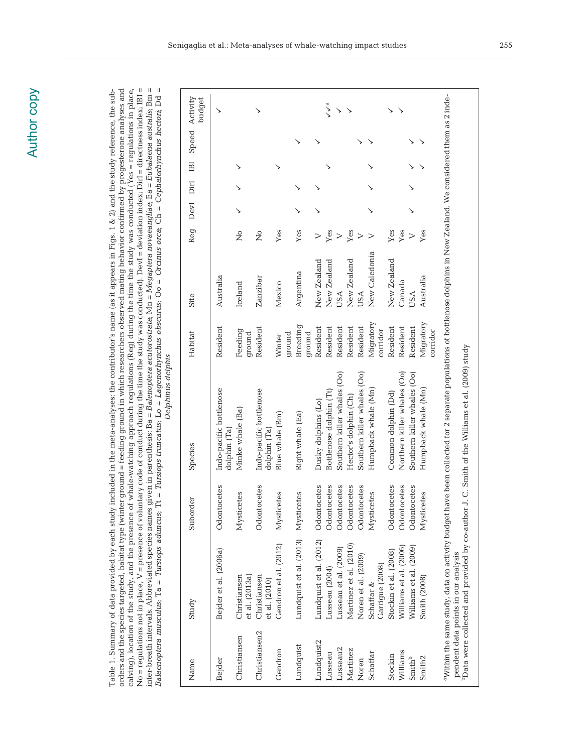Table 1. Summary of data provided by each study included in the meta-analyses: the contributor's name (as it appears in Figs. 1 & 2) and the study reference, the suborders and the species targeted, habitat type (winter ground = feeding ground in which researchers observed mating behavior confirmed by progesterone analyses and calving), location of the study, and the presence of whale-watching approach regulations (Reg) during the time the study was conducted (Yes = regulations in place, No = regulations not in place, V = presence of voluntary code of conduct during the time the study was conducted). DevI = deviation index; DirI = directness index; IBI = inter-breath intervals. Abbreviated species names given in parenthesis: Ba = *Balenoptera acutorostrata*; Mn = *Megaptera novaeangliae*; Ea = *Eubalaena australis*; Bm = *Balaenoptera musculus*; Ta = *Tursiops aduncus*; Tt = *Tursiops truncatus*; Lo = *Lagenorhynchus obscurus*; Oo = *Orcinus orca*; Ch = *Cephalorhynchus hectori*; Dd = *Delphinus delphis*

| Name | Study | Suborder | Species | Habitat | Site | Reg | DevI | DirI | IBI | Speed | Activity budget |
|---|---|---|---|---|---|---|---|---|---|---|---|
| Bejder | Bejder et al. (2006a) | Odontocetes | Indo-pacific bottlenose dolphin (Ta) | Resident | Australia | | | | | | ✓ |
| Christiansen | Christiansen et al. (2013a) | Mysticetes | Minke whale (Ba) | Feeding ground | Iceland | No | ✓ | ✓ | ✓ | | |
| Christiansen2 | Christiansen et al. (2010) | Odontocetes | Indo-pacific bottlenose dolphin (Ta) | Resident | Zanzibar | No | | | | | ✓ |
| Gendron | Gendron et al. (2012) | Mysticetes | Blue whale (Bm) | Winter ground | Mexico | Yes | | | ✓ | | |
| Lundquist | Lundquist et al. (2013) | Mysticetes | Right whale (Ea) | Breeding ground | Argentina | Yes | ✓ | ✓ | | ✓ | |
| Lundquist2 | Lundquist et al. (2012) | Odontocetes | Dusky dolphins (Lo) | Resident | New Zealand | V | ✓ | ✓ | | ✓ | |
| Lusseau | Lusseau (2004) | Odontocetes | Bottlenose dolphin (Tt) | Resident | New Zealand | Yes | | | ✓ | | ✓✓[a] |
| Lusseau2 | Lusseau et al. (2009) | Odontocetes | Southern killer whales (Oo) | Resident | USA | V | | | | | ✓ |
| Martinez | Martinez et al. (2010) | Odontocetes | Hector's dolphin (Ch) | Resident | New Zealand | Yes | | | | | ✓ |
| Noren | Noren et al. (2009) | Odontocetes | Southern killer whales (Oo) | Resident | USA | V | | | | ✓ | |
| Schaffar | Schaffar & Garrigue (2008) | Mysticetes | Humpback whale (Mn) | Migratory corridor | New Caledonia | V | ✓ | | ✓ | ✓ | |
| Stockin | Stockin et al. (2008) | Odontocetes | Common dolphin (Dd) | Resident | New Zealand | Yes | | | | | ✓ |
| Williams | Williams et al. (2006) | Odontocetes | Northern killer whales (Oo) | Resident | Canada | Yes | | | | | ✓ |
| Smith[b] | Williams et al. (2009) | Odontocetes | Southern killer whales (Oo) | Resident | USA | V | ✓ | ✓ | ✓ | ✓ | |
| Smith2 | Smith (2008) | Mysticetes | Humpback whale (Mn) | Migratory corridor | Australia | Yes | | | ✓ | ✓ | |

[a]Within the same study, data on activity budget have been collected for 2 separate populations of bottlenose dolphins in New Zealand. We considered them as 2 independent data points in our analysis

[b]Data were collected and provided by co-author J. C. Smith of the Williams et al. (2009) study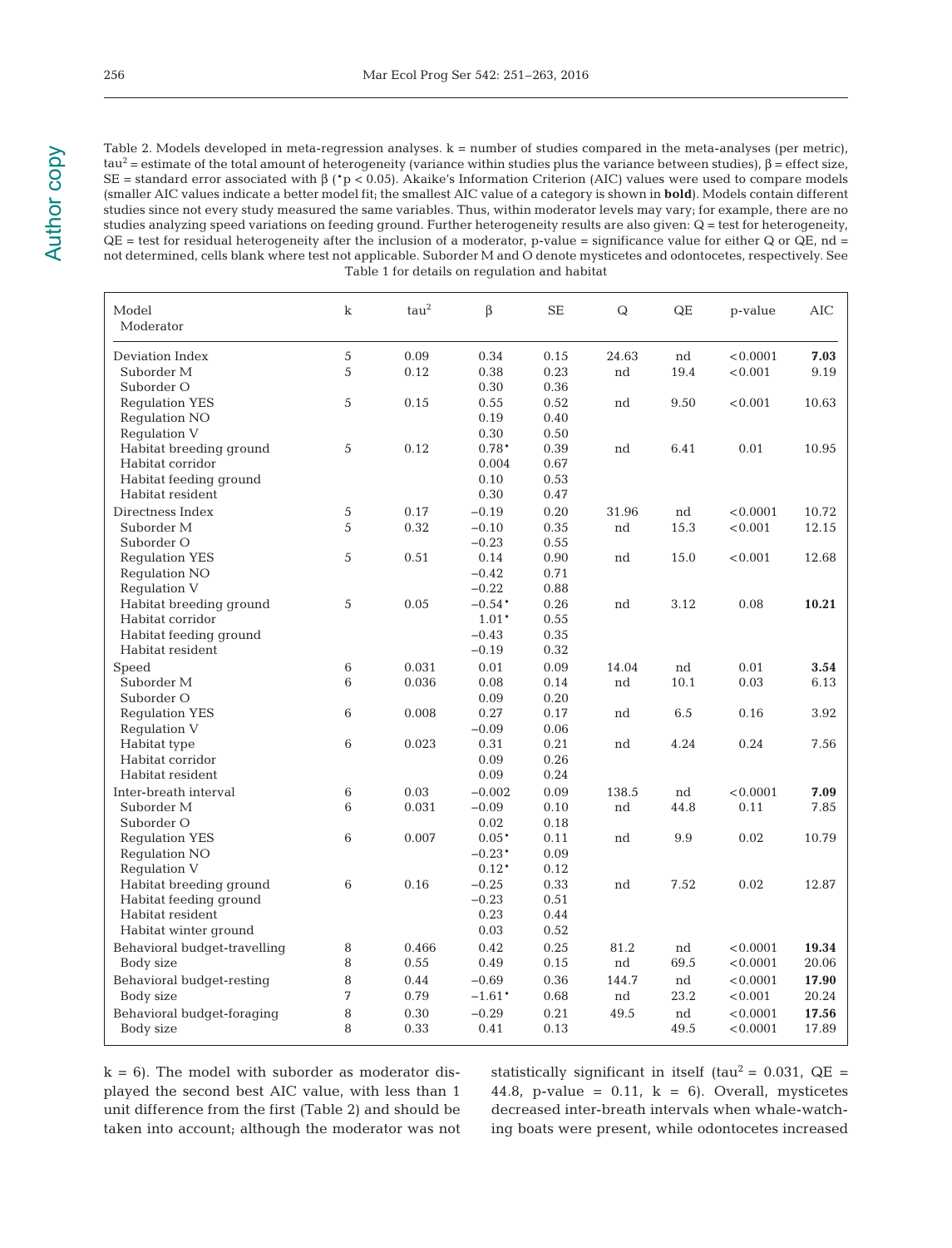Table 2. Models developed in meta-regression analyses. k = number of studies compared in the meta-analyses (per metric), $tau^2$ = estimate of the total amount of heterogeneity (variance within studies plus the variance between studies), β = effect size, SE = standard error associated with β (*p < 0.05). Akaike's Information Criterion (AIC) values were used to compare models (smaller AIC values indicate a better model fit; the smallest AIC value of a category is shown in **bold**). Models contain different studies since not every study measured the same variables. Thus, within moderator levels may vary; for example, there are no studies analyzing speed variations on feeding ground. Further heterogeneity results are also given: Q = test for heterogeneity, QE = test for residual heterogeneity after the inclusion of a moderator, p-value = significance value for either Q or QE, nd = not determined, cells blank where test not applicable. Suborder M and O denote mysticetes and odontocetes, respectively. See Table 1 for details on regulation and habitat

| Model / Moderator | k | $tau^2$ | β | SE | Q | QE | p-value | AIC |
|---|---|---|---|---|---|---|---|---|
| Deviation Index | 5 | 0.09 | 0.34 | 0.15 | 24.63 | nd | <0.0001 | **7.03** |
| Suborder M | 5 | 0.12 | 0.38 | 0.23 | nd | 19.4 | <0.001 | 9.19 |
| Suborder O | | | 0.30 | 0.36 | | | | |
| Regulation YES | 5 | 0.15 | 0.55 | 0.52 | nd | 9.50 | <0.001 | 10.63 |
| Regulation NO | | | 0.19 | 0.40 | | | | |
| Regulation V | | | 0.30 | 0.50 | | | | |
| Habitat breeding ground | 5 | 0.12 | 0.78* | 0.39 | nd | 6.41 | 0.01 | 10.95 |
| Habitat corridor | | | 0.004 | 0.67 | | | | |
| Habitat feeding ground | | | 0.10 | 0.53 | | | | |
| Habitat resident | | | 0.30 | 0.47 | | | | |
| Directness Index | 5 | 0.17 | −0.19 | 0.20 | 31.96 | nd | <0.0001 | 10.72 |
| Suborder M | 5 | 0.32 | −0.10 | 0.35 | nd | 15.3 | <0.001 | 12.15 |
| Suborder O | | | −0.23 | 0.55 | | | | |
| Regulation YES | 5 | 0.51 | 0.14 | 0.90 | nd | 15.0 | <0.001 | 12.68 |
| Regulation NO | | | −0.42 | 0.71 | | | | |
| Regulation V | | | −0.22 | 0.88 | | | | |
| Habitat breeding ground | 5 | 0.05 | −0.54* | 0.26 | nd | 3.12 | 0.08 | **10.21** |
| Habitat corridor | | | 1.01* | 0.55 | | | | |
| Habitat feeding ground | | | −0.43 | 0.35 | | | | |
| Habitat resident | | | −0.19 | 0.32 | | | | |
| Speed | 6 | 0.031 | 0.01 | 0.09 | 14.04 | nd | 0.01 | **3.54** |
| Suborder M | 6 | 0.036 | 0.08 | 0.14 | nd | 10.1 | 0.03 | 6.13 |
| Suborder O | | | 0.09 | 0.20 | | | | |
| Regulation YES | 6 | 0.008 | 0.27 | 0.17 | nd | 6.5 | 0.16 | 3.92 |
| Regulation V | | | −0.09 | 0.06 | | | | |
| Habitat type | 6 | 0.023 | 0.31 | 0.21 | nd | 4.24 | 0.24 | 7.56 |
| Habitat corridor | | | 0.09 | 0.26 | | | | |
| Habitat resident | | | 0.09 | 0.24 | | | | |
| Inter-breath interval | 6 | 0.03 | −0.002 | 0.09 | 138.5 | nd | <0.0001 | **7.09** |
| Suborder M | 6 | 0.031 | −0.09 | 0.10 | nd | 44.8 | 0.11 | 7.85 |
| Suborder O | | | 0.02 | 0.18 | | | | |
| Regulation YES | 6 | 0.007 | 0.05* | 0.11 | nd | 9.9 | 0.02 | 10.79 |
| Regulation NO | | | −0.23* | 0.09 | | | | |
| Regulation V | | | 0.12* | 0.12 | | | | |
| Habitat breeding ground | 6 | 0.16 | −0.25 | 0.33 | nd | 7.52 | 0.02 | 12.87 |
| Habitat feeding ground | | | −0.23 | 0.51 | | | | |
| Habitat resident | | | 0.23 | 0.44 | | | | |
| Habitat winter ground | | | 0.03 | 0.52 | | | | |
| Behavioral budget-travelling | 8 | 0.466 | 0.42 | 0.25 | 81.2 | nd | <0.0001 | **19.34** |
| Body size | 8 | 0.55 | 0.49 | 0.15 | nd | 69.5 | <0.0001 | 20.06 |
| Behavioral budget-resting | 8 | 0.44 | −0.69 | 0.36 | 144.7 | nd | <0.0001 | **17.90** |
| Body size | 7 | 0.79 | −1.61* | 0.68 | nd | 23.2 | <0.001 | 20.24 |
| Behavioral budget-foraging | 8 | 0.30 | −0.29 | 0.21 | 49.5 | nd | <0.0001 | **17.56** |
| Body size | 8 | 0.33 | 0.41 | 0.13 | | 49.5 | <0.0001 | 17.89 |

k = 6). The model with suborder as moderator displayed the second best AIC value, with less than 1 unit difference from the first (Table 2) and should be taken into account; although the moderator was not statistically significant in itself ($tau^2$ = 0.031, QE = 44.8, p-value = 0.11, k = 6). Overall, mysticetes decreased inter-breath intervals when whale-watching boats were present, while odontocetes increased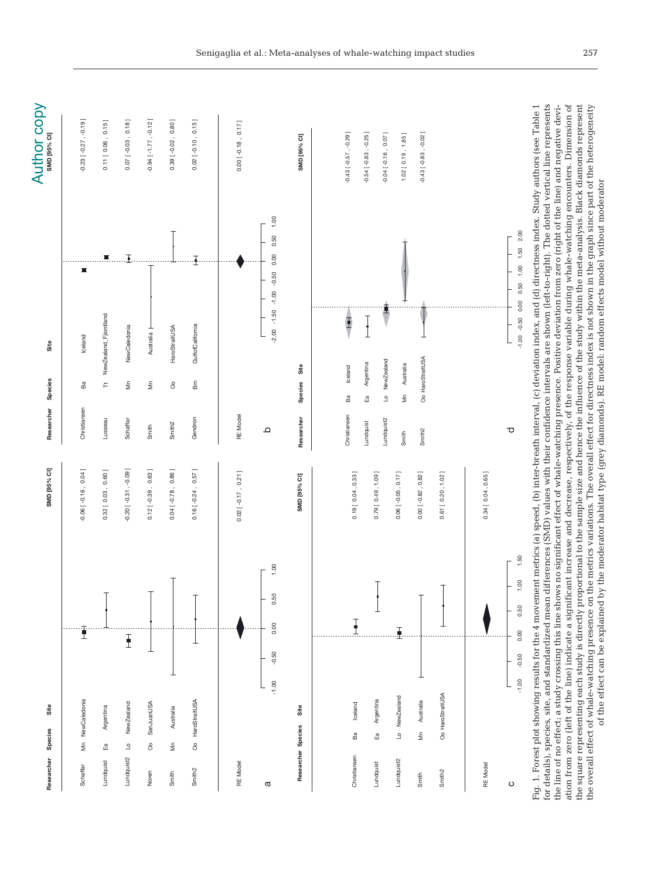Author copy

**a**

| Researcher | Species | Site | SMD [95% CI] |
|---|---|---|---|
| Schaffar | Mn | NewCaledonia | -0.06 [ -0.16 , 0.04 ] |
| Lundquist | Ea | Argentina | 0.32 [ 0.03 , 0.60 ] |
| Lundquist2 | Lo | NewZealand | -0.20 [ -0.31 , -0.09 ] |
| Noren | Oo | SanJuanUSA | 0.12 [ -0.39 , 0.63 ] |
| Smith | Mn | Australia | 0.04 [ -0.78 , 0.86 ] |
| Smith2 | Oo | HaroStraitUSA | 0.16 [ -0.24 , 0.57 ] |
| RE Model | | | 0.02 [ -0.17 , 0.21 ] |

**b**

| Researcher | Species | Site | SMD [95% CI] |
|---|---|---|---|
| Christiansen | Ba | Iceland | -0.23 [ -0.27 , -0.19 ] |
| Lusseau | Tt | NewZealand_Fjiordland | 0.11 [ 0.06 , 0.15 ] |
| Schaffar | Mn | NewCaledonia | 0.07 [ -0.03 , 0.18 ] |
| Smith | Mn | Australia | -0.94 [ -1.77 , -0.12 ] |
| Smith2 | Oo | HaroStraitUSA | 0.39 [ -0.02 , 0.80 ] |
| Gendron | Bm | GulfofCalifornia | 0.02 [ -0.10 , 0.15 ] |
| RE Model | | | 0.00 [ -0.18 , 0.17 ] |

**c**

| Researcher | Species | Site | SMD [95% CI] |
|---|---|---|---|
| Christiansen | Ba | Iceland | 0.19 [ 0.04 , 0.33 ] |
| Lundquist | Ea | Argentina | 0.79 [ 0.49 , 1.09 ] |
| Lundquist2 | Lo | NewZealand | 0.06 [ -0.05 , 0.17 ] |
| Smith | Mn | Australia | 0.00 [ -0.82 , 0.82 ] |
| Smith2 | Oo | HaroStraitUSA | 0.61 [ 0.20 , 1.02 ] |
| RE Model | | | 0.34 [ 0.04 , 0.65 ] |

**d**

| Researcher | Species | Site | SMD [95% CI] |
|---|---|---|---|
| Christiansen | Ba | Iceland | -0.43 [ -0.57 , -0.29 ] |
| Lundquist | Ea | Argentina | -0.54 [ -0.83 , -0.25 ] |
| Lundquist2 | Lo | NewZealand | -0.04 [ -0.16 , 0.07 ] |
| Smith | Mn | Australia | 1.02 [ 0.19 , 1.85 ] |
| Smith2 | Oo | HaroStraitUSA | -0.43 [ -0.83 , -0.02 ] |

Fig. 1. Forest plot showing results for the 4 movement metrics (a) speed, (b) inter-breath interval, (c) deviation index, and (d) directness index. Study authors (see Table 1 for details), species, site, and standardized mean differences (SMD) values with their confidence intervals are shown (left-to-right). The dotted vertical line represents the line of no effect; a study crossing this line shows no significant effect of whale-watching presence. Positive deviation from zero (right of the line) and negative deviation from zero (left of the line) indicate a significant increase and decrease, respectively, of the response variable during whale-watching encounters. Dimension of the square representing each study is directly proportional to the sample size and hence the influence of the study within the meta-analysis. Black diamonds represent the overall effect of whale-watching presence on the metrics variations. The overall effect for directness index is not shown in the graph since part of the heterogeneity of the effect can be explained by the moderator habitat type (grey diamonds). RE model: random effects model without moderator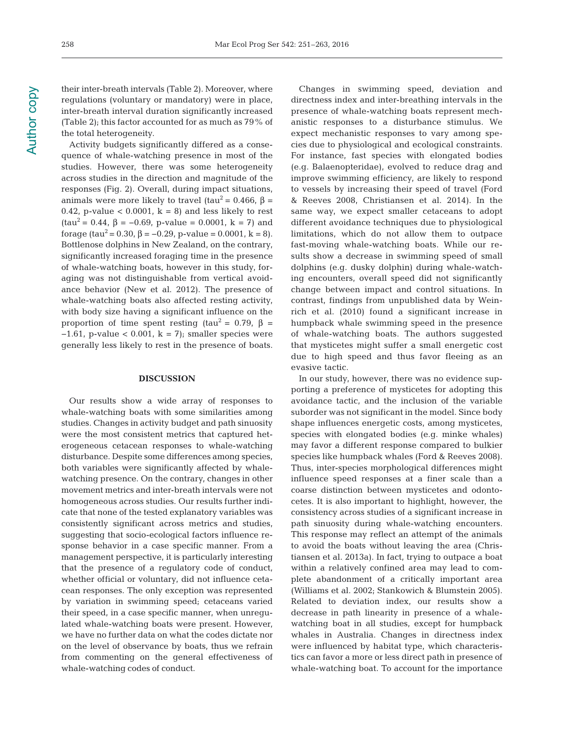their inter-breath intervals (Table 2). Moreover, where regulations (voluntary or mandatory) were in place, inter-breath interval duration significantly increased (Table 2); this factor accounted for as much as 79% of the total heterogeneity.

Activity budgets significantly differed as a consequence of whale-watching presence in most of the studies. However, there was some heterogeneity across studies in the direction and magnitude of the responses (Fig. 2). Overall, during impact situations, animals were more likely to travel ($tau^2 = 0.466$, $\beta = 0.42$, p-value $< 0.0001$, $k = 8$) and less likely to rest ($tau^2 = 0.44$, $\beta = -0.69$, p-value $= 0.0001$, $k = 7$) and forage ($tau^2 = 0.30$, $\beta = -0.29$, p-value $= 0.0001$, $k = 8$). Bottlenose dolphins in New Zealand, on the contrary, significantly increased foraging time in the presence of whale-watching boats, however in this study, foraging was not distinguishable from vertical avoidance behavior (New et al. 2012). The presence of whale-watching boats also affected resting activity, with body size having a significant influence on the proportion of time spent resting ($tau^2 = 0.79$, $\beta = -1.61$, p-value $< 0.001$, $k = 7$); smaller species were generally less likely to rest in the presence of boats.

## DISCUSSION

Our results show a wide array of responses to whale-watching boats with some similarities among studies. Changes in activity budget and path sinuosity were the most consistent metrics that captured heterogeneous cetacean responses to whale-watching disturbance. Despite some differences among species, both variables were significantly affected by whale-watching presence. On the contrary, changes in other movement metrics and inter-breath intervals were not homogeneous across studies. Our results further indicate that none of the tested explanatory variables was consistently significant across metrics and studies, suggesting that socio-ecological factors influence response behavior in a case specific manner. From a management perspective, it is particularly interesting that the presence of a regulatory code of conduct, whether official or voluntary, did not influence cetacean responses. The only exception was represented by variation in swimming speed; cetaceans varied their speed, in a case specific manner, when unregulated whale-watching boats were present. However, we have no further data on what the codes dictate nor on the level of observance by boats, thus we refrain from commenting on the general effectiveness of whale-watching codes of conduct.

Changes in swimming speed, deviation and directness index and inter-breathing intervals in the presence of whale-watching boats represent mechanistic responses to a disturbance stimulus. We expect mechanistic responses to vary among species due to physiological and ecological constraints. For instance, fast species with elongated bodies (e.g. Balaenopteridae), evolved to reduce drag and improve swimming efficiency, are likely to respond to vessels by increasing their speed of travel (Ford & Reeves 2008, Christiansen et al. 2014). In the same way, we expect smaller cetaceans to adopt different avoidance techniques due to physiological limitations, which do not allow them to outpace fast-moving whale-watching boats. While our results show a decrease in swimming speed of small dolphins (e.g. dusky dolphin) during whale-watching encounters, overall speed did not significantly change between impact and control situations. In contrast, findings from unpublished data by Weinrich et al. (2010) found a significant increase in humpback whale swimming speed in the presence of whale-watching boats. The authors suggested that mysticetes might suffer a small energetic cost due to high speed and thus favor fleeing as an evasive tactic.

In our study, however, there was no evidence supporting a preference of mysticetes for adopting this avoidance tactic, and the inclusion of the variable suborder was not significant in the model. Since body shape influences energetic costs, among mysticetes, species with elongated bodies (e.g. minke whales) may favor a different response compared to bulkier species like humpback whales (Ford & Reeves 2008). Thus, inter-species morphological differences might influence speed responses at a finer scale than a coarse distinction between mysticetes and odontocetes. It is also important to highlight, however, the consistency across studies of a significant increase in path sinuosity during whale-watching encounters. This response may reflect an attempt of the animals to avoid the boats without leaving the area (Christiansen et al. 2013a). In fact, trying to outpace a boat within a relatively confined area may lead to complete abandonment of a critically important area (Williams et al. 2002; Stankowich & Blumstein 2005). Related to deviation index, our results show a decrease in path linearity in presence of a whale-watching boat in all studies, except for humpback whales in Australia. Changes in directness index were influenced by habitat type, which characteristics can favor a more or less direct path in presence of whale-watching boat. To account for the importance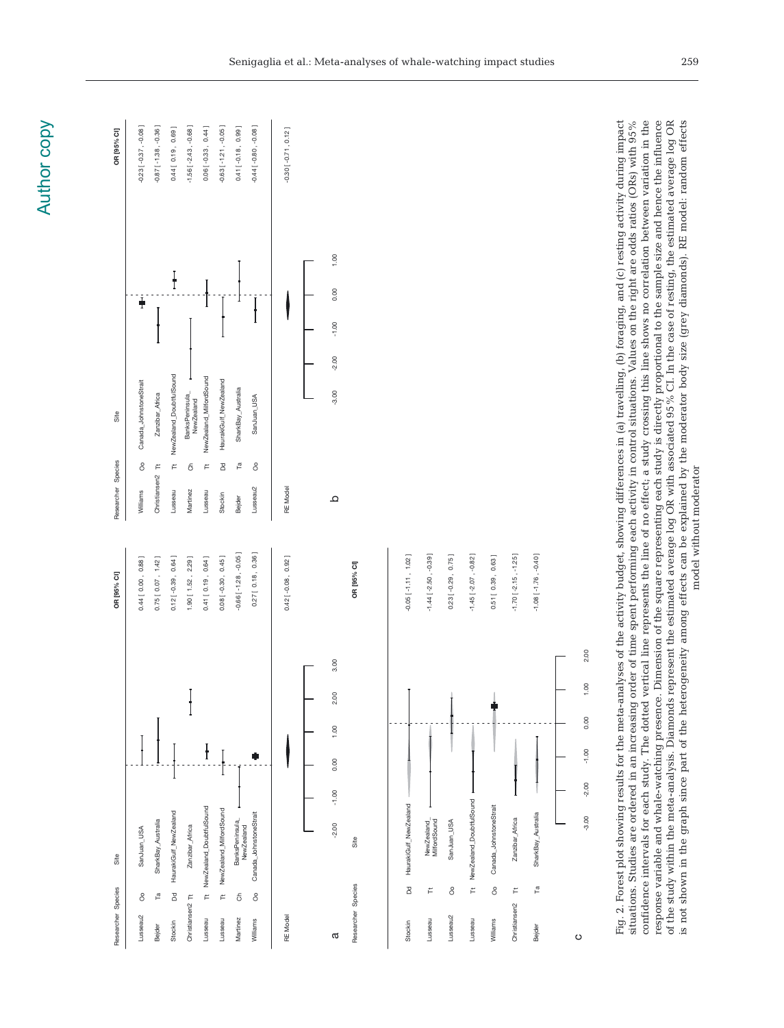| Researcher | Species | Site | OR [95% CI] |
|---|---|---|---|
| Lusseau2 | Oo | SanJuan_USA | 0.44 [ 0.00 , 0.88 ] |
| Bejder | Ta | SharkBay_Australia | 0.75 [ 0.07 , 1.42 ] |
| Stockin | Dd | HaurakiGulf_NewZealand | 0.12 [ -0.39 , 0.64 ] |
| Christiansen2 | Tt | Zanzibar_Africa | 1.90 [ 1.52 , 2.29 ] |
| Lusseau | Tt | NewZealand_DoubtfulSound | 0.41 [ 0.19 , 0.64 ] |
| Lusseau | Tt | NewZealand_MilfordSound | 0.08 [ -0.30 , 0.45 ] |
| Martinez | Ch | BanksPeninsula_NewZealand | -0.66 [ -1.28 , -0.05 ] |
| Williams | Oo | Canada_JohnstoneStrait | 0.27 [ 0.18 , 0.36 ] |
| RE Model | | | 0.42 [ -0.08 , 0.92 ] |

a

| Researcher | Species | Site | OR [95% CI] |
|---|---|---|---|
| Williams | Oo | Canada_JohnstoneStrait | -0.23 [ -0.37 , -0.08 ] |
| Christiansen2 | Tt | Zanzibar_Africa | -0.87 [ -1.38 , -0.36 ] |
| Lusseau | Tt | NewZealand_DoubtfulSound | 0.44 [ 0.19 , 0.69 ] |
| Martinez | Ch | BanksPeninsula_NewZealand | -1.56 [ -2.43 , -0.68 ] |
| Lusseau | Tt | NewZealand_MilfordSound | 0.06 [ -0.33 , 0.44 ] |
| Stockin | Dd | HaurakiGulf_NewZealand | -0.63 [ -1.21 , -0.05 ] |
| Bejder | Ta | SharkBay_Australia | 0.41 [ -0.18 , 0.99 ] |
| Lusseau2 | Oo | SanJuan_USA | -0.44 [ -0.80 , -0.08 ] |
| RE Model | | | -0.30 [ -0.71 , 0.12 ] |

b

| Researcher | Species | Site | OR [95% CI] |
|---|---|---|---|
| Stockin | Dd | HaurakiGulf_NewZealand | -0.05 [ -1.11 , 1.02 ] |
| Lusseau | Tt | NewZealand_MilfordSound | -1.44 [ -2.50 , -0.39 ] |
| Lusseau2 | Oo | SanJuan_USA | 0.23 [ -0.29 , 0.75 ] |
| Lusseau | Tt | NewZealand_DoubtfulSound | -1.45 [ -2.07 , -0.82 ] |
| Williams | Oo | Canada_JohnstoneStrait | 0.51 [ 0.39 , 0.63 ] |
| Christiansen2 | Tt | Zanzibar_Africa | -1.70 [ -2.15 , -1.25 ] |
| Bejder | Ta | SharkBay_Australia | -1.08 [ -1.76 , -0.40 ] |

c

Fig. 2. Forest plot showing results for the meta-analyses of the activity budget, showing differences in (a) travelling, (b) foraging, and (c) resting activity during impact situations. Studies are ordered in an increasing order of time spent performing each activity in control situations. Values on the right are odds ratios (ORs) with 95% confidence intervals for each study. The dotted vertical line represents the line of no effect; a study crossing this line shows no correlation between variation in the response variable and whale-watching presence. Dimension of the square representing each study is directly proportional to the sample size and hence the influence of the study within the meta-analysis. Diamonds represent the estimated average log OR with associated 95 % CI. In the case of resting, the estimated average log OR is not shown in the graph since part of the heterogeneity among effects can be explained by the moderator body size (grey diamonds). RE model: random effects model without moderator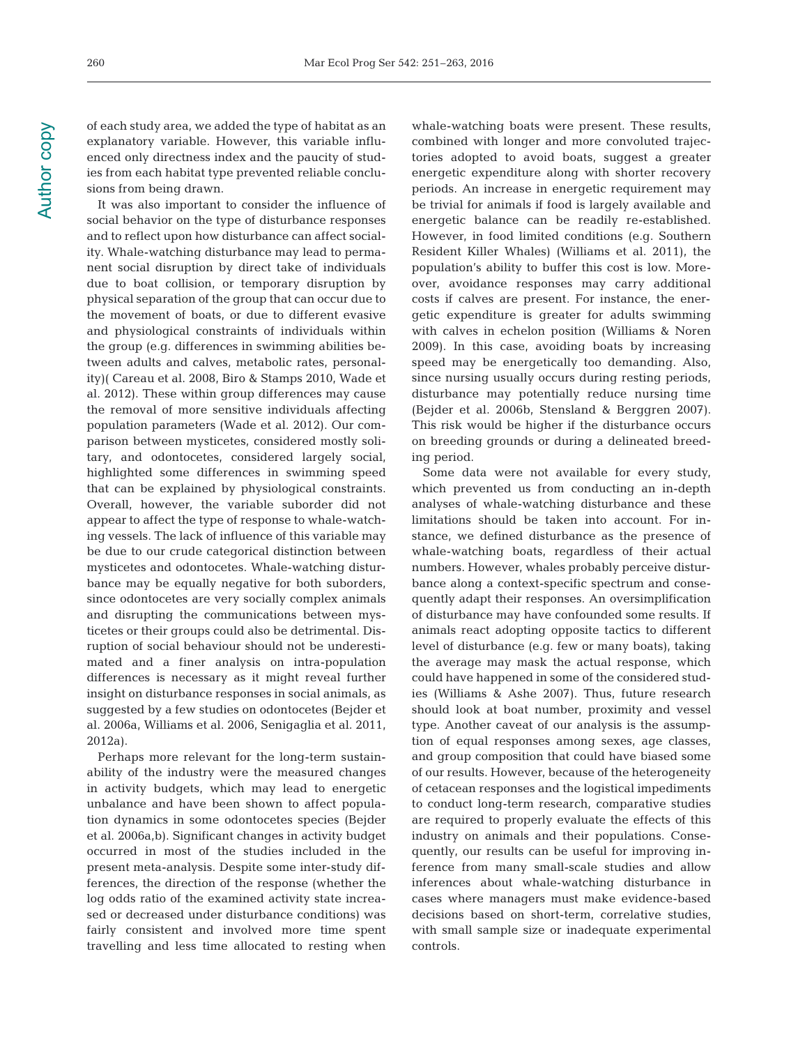of each study area, we added the type of habitat as an explanatory variable. However, this variable influenced only directness index and the paucity of studies from each habitat type prevented reliable conclusions from being drawn.

It was also important to consider the influence of social behavior on the type of disturbance responses and to reflect upon how disturbance can affect sociality. Whale-watching disturbance may lead to permanent social disruption by direct take of individuals due to boat collision, or temporary disruption by physical separation of the group that can occur due to the movement of boats, or due to different evasive and physiological constraints of individuals within the group (e.g. differences in swimming abilities between adults and calves, metabolic rates, personality)( Careau et al. 2008, Biro & Stamps 2010, Wade et al. 2012). These within group differences may cause the removal of more sensitive individuals affecting population parameters (Wade et al. 2012). Our comparison between mysticetes, considered mostly solitary, and odontocetes, considered largely social, highlighted some differences in swimming speed that can be explained by physiological constraints. Overall, however, the variable suborder did not appear to affect the type of response to whale-watching vessels. The lack of influence of this variable may be due to our crude categorical distinction between mysticetes and odontocetes. Whale-watching disturbance may be equally negative for both suborders, since odontocetes are very socially complex animals and disrupting the communications between mysticetes or their groups could also be detrimental. Disruption of social behaviour should not be underestimated and a finer analysis on intra-population differences is necessary as it might reveal further insight on disturbance responses in social animals, as suggested by a few studies on odontocetes (Bejder et al. 2006a, Williams et al. 2006, Senigaglia et al. 2011, 2012a).

Perhaps more relevant for the long-term sustainability of the industry were the measured changes in activity budgets, which may lead to energetic unbalance and have been shown to affect population dynamics in some odontocetes species (Bejder et al. 2006a,b). Significant changes in activity budget occurred in most of the studies included in the present meta-analysis. Despite some inter-study differences, the direction of the response (whether the log odds ratio of the examined activity state increased or decreased under disturbance conditions) was fairly consistent and involved more time spent travelling and less time allocated to resting when whale-watching boats were present. These results, combined with longer and more convoluted trajectories adopted to avoid boats, suggest a greater energetic expenditure along with shorter recovery periods. An increase in energetic requirement may be trivial for animals if food is largely available and energetic balance can be readily re-established. However, in food limited conditions (e.g. Southern Resident Killer Whales) (Williams et al. 2011), the population's ability to buffer this cost is low. Moreover, avoidance responses may carry additional costs if calves are present. For instance, the energetic expenditure is greater for adults swimming with calves in echelon position (Williams & Noren 2009). In this case, avoiding boats by increasing speed may be energetically too demanding. Also, since nursing usually occurs during resting periods, disturbance may potentially reduce nursing time (Bejder et al. 2006b, Stensland & Berggren 2007). This risk would be higher if the disturbance occurs on breeding grounds or during a delineated breeding period.

Some data were not available for every study, which prevented us from conducting an in-depth analyses of whale-watching disturbance and these limitations should be taken into account. For instance, we defined disturbance as the presence of whale-watching boats, regardless of their actual numbers. However, whales probably perceive disturbance along a context-specific spectrum and consequently adapt their responses. An oversimplification of disturbance may have confounded some results. If animals react adopting opposite tactics to different level of disturbance (e.g. few or many boats), taking the average may mask the actual response, which could have happened in some of the considered studies (Williams & Ashe 2007). Thus, future research should look at boat number, proximity and vessel type. Another caveat of our analysis is the assumption of equal responses among sexes, age classes, and group composition that could have biased some of our results. However, because of the heterogeneity of cetacean responses and the logistical impediments to conduct long-term research, comparative studies are required to properly evaluate the effects of this industry on animals and their populations. Consequently, our results can be useful for improving inference from many small-scale studies and allow inferences about whale-watching disturbance in cases where managers must make evidence-based decisions based on short-term, correlative studies, with small sample size or inadequate experimental controls.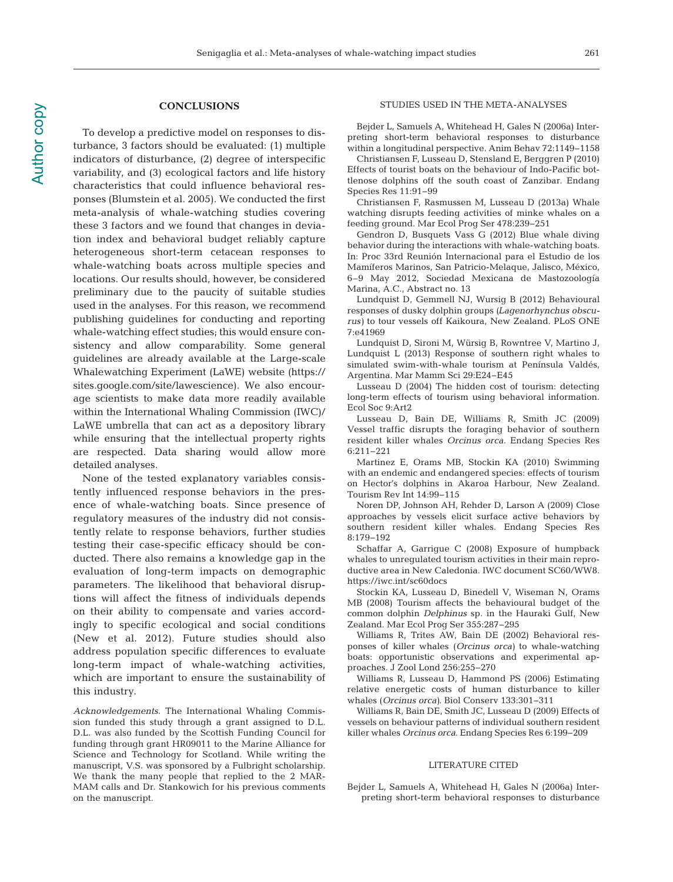## CONCLUSIONS

To develop a predictive model on responses to disturbance, 3 factors should be evaluated: (1) multiple indicators of disturbance, (2) degree of interspecific variability, and (3) ecological factors and life history characteristics that could influence behavioral responses (Blumstein et al. 2005). We conducted the first meta-analysis of whale-watching studies covering these 3 factors and we found that changes in deviation index and behavioral budget reliably capture heterogeneous short-term cetacean responses to whale-watching boats across multiple species and locations. Our results should, however, be considered preliminary due to the paucity of suitable studies used in the analyses. For this reason, we recommend publishing guidelines for conducting and reporting whale-watching effect studies; this would ensure consistency and allow comparability. Some general guidelines are already available at the Large-scale Whalewatching Experiment (LaWE) website (https://sites.google.com/site/lawescience). We also encourage scientists to make data more readily available within the International Whaling Commission (IWC)/LaWE umbrella that can act as a depository library while ensuring that the intellectual property rights are respected. Data sharing would allow more detailed analyses.

None of the tested explanatory variables consistently influenced response behaviors in the presence of whale-watching boats. Since presence of regulatory measures of the industry did not consistently relate to response behaviors, further studies testing their case-specific efficacy should be conducted. There also remains a knowledge gap in the evaluation of long-term impacts on demographic parameters. The likelihood that behavioral disruptions will affect the fitness of individuals depends on their ability to compensate and varies accordingly to specific ecological and social conditions (New et al. 2012). Future studies should also address population specific differences to evaluate long-term impact of whale-watching activities, which are important to ensure the sustainability of this industry.

*Acknowledgements.* The International Whaling Commission funded this study through a grant assigned to D.L. D.L. was also funded by the Scottish Funding Council for funding through grant HR09011 to the Marine Alliance for Science and Technology for Scotland. While writing the manuscript, V.S. was sponsored by a Fulbright scholarship. We thank the many people that replied to the 2 MARMAM calls and Dr. Stankowich for his previous comments on the manuscript.

## STUDIES USED IN THE META-ANALYSES

Bejder L, Samuels A, Whitehead H, Gales N (2006a) Interpreting short-term behavioral responses to disturbance within a longitudinal perspective. Anim Behav 72:1149–1158

Christiansen F, Lusseau D, Stensland E, Berggren P (2010) Effects of tourist boats on the behaviour of Indo-Pacific bottlenose dolphins off the south coast of Zanzibar. Endang Species Res 11:91–99

Christiansen F, Rasmussen M, Lusseau D (2013a) Whale watching disrupts feeding activities of minke whales on a feeding ground. Mar Ecol Prog Ser 478:239–251

Gendron D, Busquets Vass G (2012) Blue whale diving behavior during the interactions with whale-watching boats. In: Proc 33rd Reunión Internacional para el Estudio de los Mamíferos Marinos, San Patricio-Melaque, Jalisco, México, 6–9 May 2012, Sociedad Mexicana de Mastozoología Marina, A.C., Abstract no. 13

Lundquist D, Gemmell NJ, Wursig B (2012) Behavioural responses of dusky dolphin groups (*Lagenorhynchus obscurus*) to tour vessels off Kaikoura, New Zealand. PLoS ONE 7:e41969

Lundquist D, Sironi M, Würsig B, Rowntree V, Martino J, Lundquist L (2013) Response of southern right whales to simulated swim-with-whale tourism at Península Valdés, Argentina. Mar Mamm Sci 29:E24–E45

Lusseau D (2004) The hidden cost of tourism: detecting long-term effects of tourism using behavioral information. Ecol Soc 9:Art2

Lusseau D, Bain DE, Williams R, Smith JC (2009) Vessel traffic disrupts the foraging behavior of southern resident killer whales *Orcinus orca*. Endang Species Res 6:211–221

Martinez E, Orams MB, Stockin KA (2010) Swimming with an endemic and endangered species: effects of tourism on Hector's dolphins in Akaroa Harbour, New Zealand. Tourism Rev Int 14:99–115

Noren DP, Johnson AH, Rehder D, Larson A (2009) Close approaches by vessels elicit surface active behaviors by southern resident killer whales. Endang Species Res 8:179–192

Schaffar A, Garrigue C (2008) Exposure of humpback whales to unregulated tourism activities in their main reproductive area in New Caledonia. IWC document SC60/WW8. https://iwc.int/sc60docs

Stockin KA, Lusseau D, Binedell V, Wiseman N, Orams MB (2008) Tourism affects the behavioural budget of the common dolphin *Delphinus* sp. in the Hauraki Gulf, New Zealand. Mar Ecol Prog Ser 355:287–295

Williams R, Trites AW, Bain DE (2002) Behavioral responses of killer whales (*Orcinus orca*) to whale-watching boats: opportunistic observations and experimental approaches. J Zool Lond 256:255–270

Williams R, Lusseau D, Hammond PS (2006) Estimating relative energetic costs of human disturbance to killer whales (*Orcinus orca*). Biol Conserv 133:301–311

Williams R, Bain DE, Smith JC, Lusseau D (2009) Effects of vessels on behaviour patterns of individual southern resident killer whales *Orcinus orca*. Endang Species Res 6:199–209

## LITERATURE CITED

Bejder L, Samuels A, Whitehead H, Gales N (2006a) Interpreting short-term behavioral responses to disturbance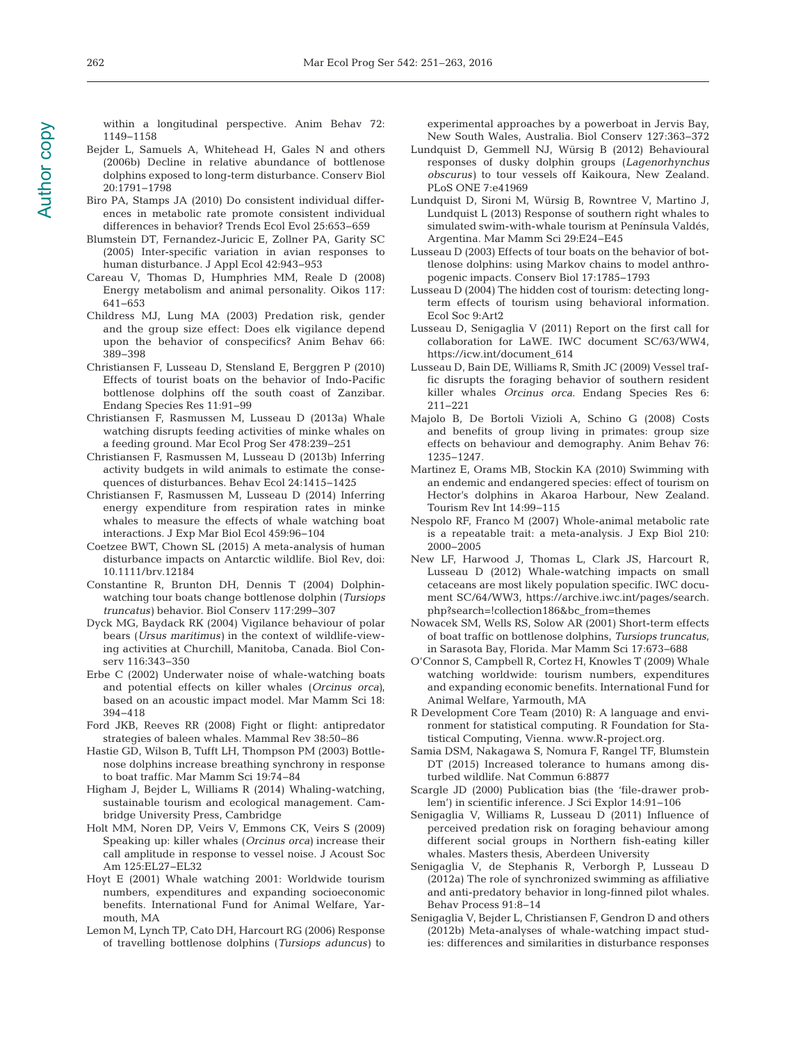within a longitudinal perspective. Anim Behav 72: 1149–1158

Bejder L, Samuels A, Whitehead H, Gales N and others (2006b) Decline in relative abundance of bottlenose dolphins exposed to long-term disturbance. Conserv Biol 20:1791–1798

Biro PA, Stamps JA (2010) Do consistent individual differences in metabolic rate promote consistent individual differences in behavior? Trends Ecol Evol 25:653–659

Blumstein DT, Fernandez-Juricic E, Zollner PA, Garity SC (2005) Inter-specific variation in avian responses to human disturbance. J Appl Ecol 42:943–953

Careau V, Thomas D, Humphries MM, Reale D (2008) Energy metabolism and animal personality. Oikos 117: 641–653

Childress MJ, Lung MA (2003) Predation risk, gender and the group size effect: Does elk vigilance depend upon the behavior of conspecifics? Anim Behav 66: 389–398

Christiansen F, Lusseau D, Stensland E, Berggren P (2010) Effects of tourist boats on the behavior of Indo-Pacific bottlenose dolphins off the south coast of Zanzibar. Endang Species Res 11:91–99

Christiansen F, Rasmussen M, Lusseau D (2013a) Whale watching disrupts feeding activities of minke whales on a feeding ground. Mar Ecol Prog Ser 478:239–251

Christiansen F, Rasmussen M, Lusseau D (2013b) Inferring activity budgets in wild animals to estimate the consequences of disturbances. Behav Ecol 24:1415–1425

Christiansen F, Rasmussen M, Lusseau D (2014) Inferring energy expenditure from respiration rates in minke whales to measure the effects of whale watching boat interactions. J Exp Mar Biol Ecol 459:96–104

Coetzee BWT, Chown SL (2015) A meta-analysis of human disturbance impacts on Antarctic wildlife. Biol Rev, doi: 10.1111/brv.12184

Constantine R, Brunton DH, Dennis T (2004) Dolphin-watching tour boats change bottlenose dolphin (*Tursiops truncatus*) behavior. Biol Conserv 117:299–307

Dyck MG, Baydack RK (2004) Vigilance behaviour of polar bears (*Ursus maritimus*) in the context of wildlife-viewing activities at Churchill, Manitoba, Canada. Biol Conserv 116:343–350

Erbe C (2002) Underwater noise of whale-watching boats and potential effects on killer whales (*Orcinus orca*), based on an acoustic impact model. Mar Mamm Sci 18: 394–418

Ford JKB, Reeves RR (2008) Fight or flight: antipredator strategies of baleen whales. Mammal Rev 38:50–86

Hastie GD, Wilson B, Tufft LH, Thompson PM (2003) Bottlenose dolphins increase breathing synchrony in response to boat traffic. Mar Mamm Sci 19:74–84

Higham J, Bejder L, Williams R (2014) Whaling-watching, sustainable tourism and ecological management. Cambridge University Press, Cambridge

Holt MM, Noren DP, Veirs V, Emmons CK, Veirs S (2009) Speaking up: killer whales (*Orcinus orca*) increase their call amplitude in response to vessel noise. J Acoust Soc Am 125:EL27–EL32

Hoyt E (2001) Whale watching 2001: Worldwide tourism numbers, expenditures and expanding socioeconomic benefits. International Fund for Animal Welfare, Yarmouth, MA

Lemon M, Lynch TP, Cato DH, Harcourt RG (2006) Response of travelling bottlenose dolphins (*Tursiops aduncus*) to experimental approaches by a powerboat in Jervis Bay, New South Wales, Australia. Biol Conserv 127:363–372

Lundquist D, Gemmell NJ, Würsig B (2012) Behavioural responses of dusky dolphin groups (*Lagenorhynchus obscurus*) to tour vessels off Kaikoura, New Zealand. PLoS ONE 7:e41969

Lundquist D, Sironi M, Würsig B, Rowntree V, Martino J, Lundquist L (2013) Response of southern right whales to simulated swim-with-whale tourism at Península Valdés, Argentina. Mar Mamm Sci 29:E24–E45

Lusseau D (2003) Effects of tour boats on the behavior of bottlenose dolphins: using Markov chains to model anthropogenic impacts. Conserv Biol 17:1785–1793

Lusseau D (2004) The hidden cost of tourism: detecting long-term effects of tourism using behavioral information. Ecol Soc 9:Art2

Lusseau D, Senigaglia V (2011) Report on the first call for collaboration for LaWE. IWC document SC/63/WW4, https://icw.int/document_614

Lusseau D, Bain DE, Williams R, Smith JC (2009) Vessel traffic disrupts the foraging behavior of southern resident killer whales *Orcinus orca*. Endang Species Res 6: 211–221

Majolo B, De Bortoli Vizioli A, Schino G (2008) Costs and benefits of group living in primates: group size effects on behaviour and demography. Anim Behav 76: 1235–1247.

Martinez E, Orams MB, Stockin KA (2010) Swimming with an endemic and endangered species: effect of tourism on Hector's dolphins in Akaroa Harbour, New Zealand. Tourism Rev Int 14:99–115

Nespolo RF, Franco M (2007) Whole-animal metabolic rate is a repeatable trait: a meta-analysis. J Exp Biol 210: 2000–2005

New LF, Harwood J, Thomas L, Clark JS, Harcourt R, Lusseau D (2012) Whale-watching impacts on small cetaceans are most likely population specific. IWC document SC/64/WW3, https://archive.iwc.int/pages/search.php?search=!collection186&bc_from=themes

Nowacek SM, Wells RS, Solow AR (2001) Short-term effects of boat traffic on bottlenose dolphins, *Tursiops truncatus*, in Sarasota Bay, Florida. Mar Mamm Sci 17:673–688

O'Connor S, Campbell R, Cortez H, Knowles T (2009) Whale watching worldwide: tourism numbers, expenditures and expanding economic benefits. International Fund for Animal Welfare, Yarmouth, MA

R Development Core Team (2010) R: A language and environment for statistical computing. R Foundation for Statistical Computing, Vienna. www.R-project.org.

Samia DSM, Nakagawa S, Nomura F, Rangel TF, Blumstein DT (2015) Increased tolerance to humans among disturbed wildlife. Nat Commun 6:8877

Scargle JD (2000) Publication bias (the 'file-drawer problem') in scientific inference. J Sci Explor 14:91–106

Senigaglia V, Williams R, Lusseau D (2011) Influence of perceived predation risk on foraging behaviour among different social groups in Northern fish-eating killer whales. Masters thesis, Aberdeen University

Senigaglia V, de Stephanis R, Verborgh P, Lusseau D (2012a) The role of synchronized swimming as affiliative and anti-predatory behavior in long-finned pilot whales. Behav Process 91:8–14

Senigaglia V, Bejder L, Christiansen F, Gendron D and others (2012b) Meta-analyses of whale-watching impact studies: differences and similarities in disturbance responses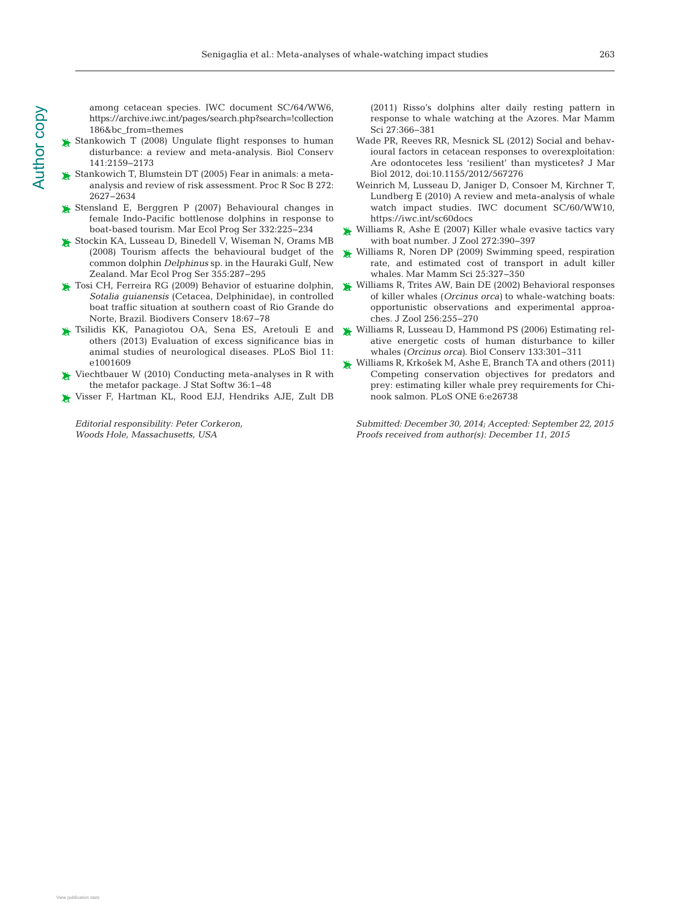among cetacean species. IWC document SC/64/WW6, https://archive.iwc.int/pages/search.php?search=!collection 186&bc_from=themes

Stankowich T (2008) Ungulate flight responses to human disturbance: a review and meta-analysis. Biol Conserv 141:2159–2173

Stankowich T, Blumstein DT (2005) Fear in animals: a meta-analysis and review of risk assessment. Proc R Soc B 272: 2627–2634

Stensland E, Berggren P (2007) Behavioural changes in female Indo-Pacific bottlenose dolphins in response to boat-based tourism. Mar Ecol Prog Ser 332:225–234

Stockin KA, Lusseau D, Binedell V, Wiseman N, Orams MB (2008) Tourism affects the behavioural budget of the common dolphin *Delphinus* sp. in the Hauraki Gulf, New Zealand. Mar Ecol Prog Ser 355:287–295

Tosi CH, Ferreira RG (2009) Behavior of estuarine dolphin, *Sotalia guianensis* (Cetacea, Delphinidae), in controlled boat traffic situation at southern coast of Rio Grande do Norte, Brazil. Biodivers Conserv 18:67–78

Tsilidis KK, Panagiotou OA, Sena ES, Aretouli E and others (2013) Evaluation of excess significance bias in animal studies of neurological diseases. PLoS Biol 11: e1001609

Viechtbauer W (2010) Conducting meta-analyses in R with the metafor package. J Stat Softw 36:1–48

Visser F, Hartman KL, Rood EJJ, Hendriks AJE, Zult DB (2011) Risso's dolphins alter daily resting pattern in response to whale watching at the Azores. Mar Mamm Sci 27:366–381

Wade PR, Reeves RR, Mesnick SL (2012) Social and behavioural factors in cetacean responses to overexploitation: Are odontocetes less 'resilient' than mysticetes? J Mar Biol 2012, doi:10.1155/2012/567276

Weinrich M, Lusseau D, Janiger D, Consoer M, Kirchner T, Lundberg E (2010) A review and meta-analysis of whale watch impact studies. IWC document SC/60/WW10, https://iwc.int/sc60docs

Williams R, Ashe E (2007) Killer whale evasive tactics vary with boat number. J Zool 272:390–397

Williams R, Noren DP (2009) Swimming speed, respiration rate, and estimated cost of transport in adult killer whales. Mar Mamm Sci 25:327–350

Williams R, Trites AW, Bain DE (2002) Behavioral responses of killer whales (*Orcinus orca*) to whale-watching boats: opportunistic observations and experimental approaches. J Zool 256:255–270

Williams R, Lusseau D, Hammond PS (2006) Estimating relative energetic costs of human disturbance to killer whales (*Orcinus orca*). Biol Conserv 133:301–311

Williams R, Krkošek M, Ashe E, Branch TA and others (2011) Competing conservation objectives for predators and prey: estimating killer whale prey requirements for Chinook salmon. PLoS ONE 6:e26738

*Editorial responsibility: Peter Corkeron, Woods Hole, Massachusetts, USA*

*Submitted: December 30, 2014; Accepted: September 22, 2015*
*Proofs received from author(s): December 11, 2015*